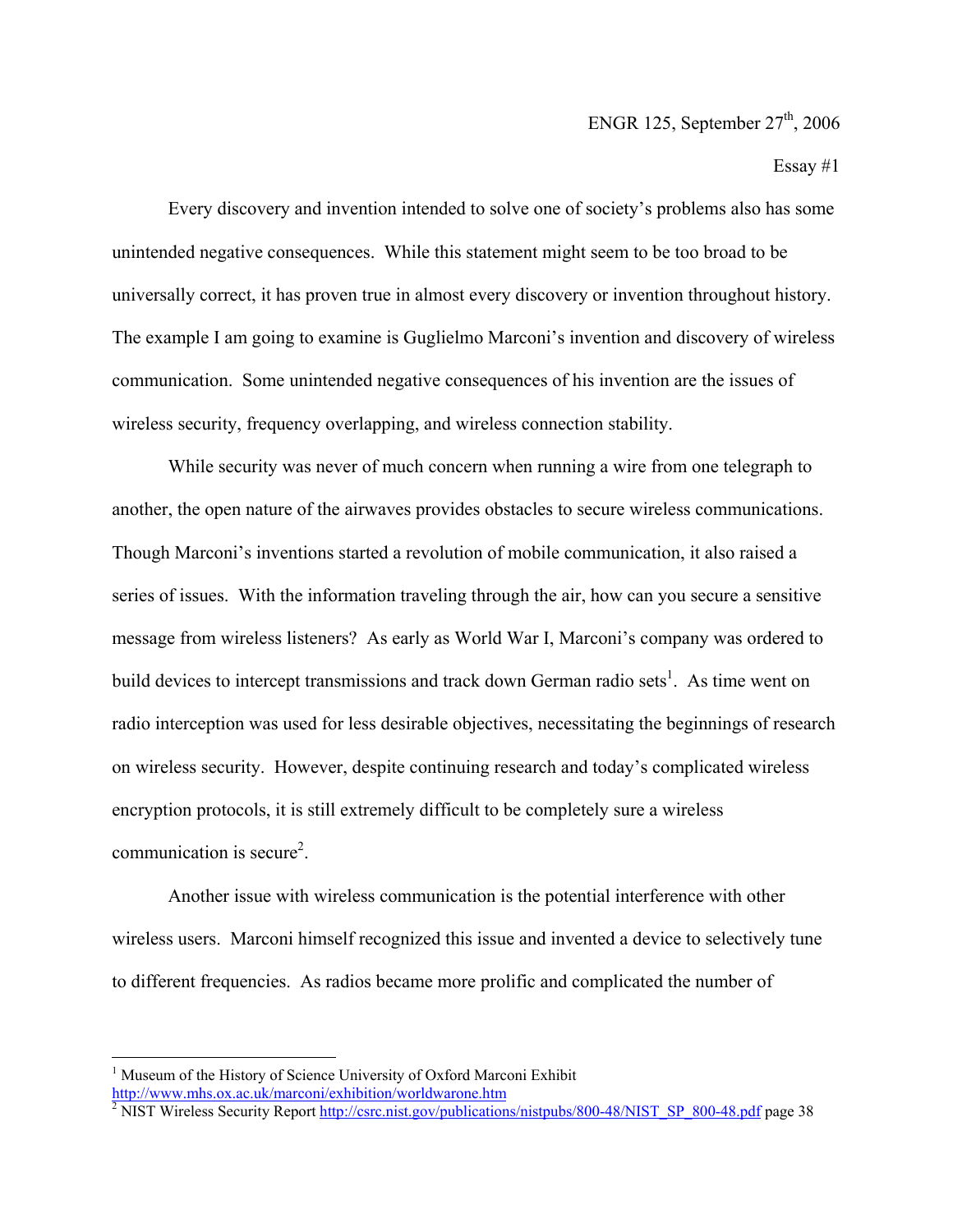ENGR 125, September 27th, 2006

Essay #1

Every discovery and invention intended to solve one of society's problems also has some unintended negative consequences. While this statement might seem to be too broad to be universally correct, it has proven true in almost every discovery or invention throughout history. The example I am going to examine is Guglielmo Marconi's invention and discovery of wireless communication. Some unintended negative consequences of his invention are the issues of wireless security, frequency overlapping, and wireless connection stability.

While security was never of much concern when running a wire from one telegraph to another, the open nature of the airwaves provides obstacles to secure wireless communications. Though Marconi's inventions started a revolution of mobile communication, it also raised a series of issues. With the information traveling through the air, how can you secure a sensitive message from wireless listeners? As early as World War I, Marconi's company was ordered to build devices to intercept transmissions and track down German radio sets[1]. As time went on radio interception was used for less desirable objectives, necessitating the beginnings of research on wireless security. However, despite continuing research and today's complicated wireless encryption protocols, it is still extremely difficult to be completely sure a wireless communication is secure[2].

Another issue with wireless communication is the potential interference with other wireless users. Marconi himself recognized this issue and invented a device to selectively tune to different frequencies. As radios became more prolific and complicated the number of

---

[1] Museum of the History of Science University of Oxford Marconi Exhibit http://www.mhs.ox.ac.uk/marconi/exhibition/worldwarone.htm

[2] NIST Wireless Security Report http://csrc.nist.gov/publications/nistpubs/800-48/NIST_SP_800-48.pdf page 38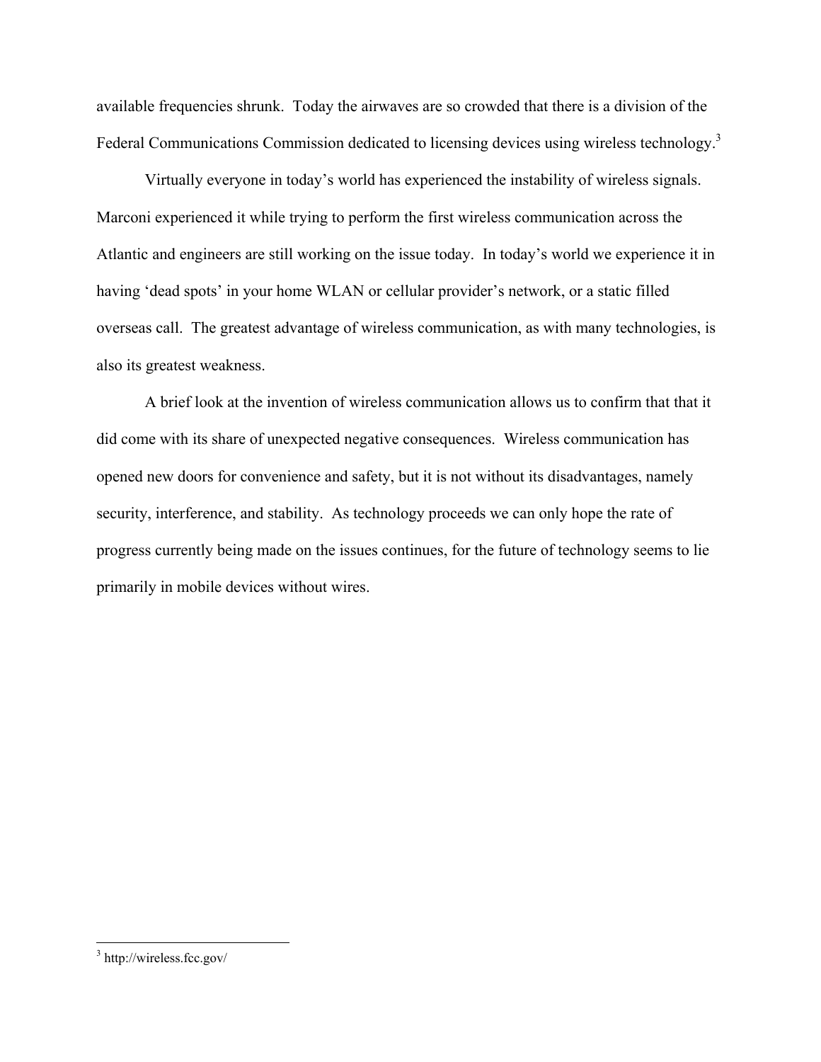available frequencies shrunk. Today the airwaves are so crowded that there is a division of the Federal Communications Commission dedicated to licensing devices using wireless technology.[3]

Virtually everyone in today's world has experienced the instability of wireless signals. Marconi experienced it while trying to perform the first wireless communication across the Atlantic and engineers are still working on the issue today. In today's world we experience it in having 'dead spots' in your home WLAN or cellular provider's network, or a static filled overseas call. The greatest advantage of wireless communication, as with many technologies, is also its greatest weakness.

A brief look at the invention of wireless communication allows us to confirm that that it did come with its share of unexpected negative consequences. Wireless communication has opened new doors for convenience and safety, but it is not without its disadvantages, namely security, interference, and stability. As technology proceeds we can only hope the rate of progress currently being made on the issues continues, for the future of technology seems to lie primarily in mobile devices without wires.

---

[3] http://wireless.fcc.gov/